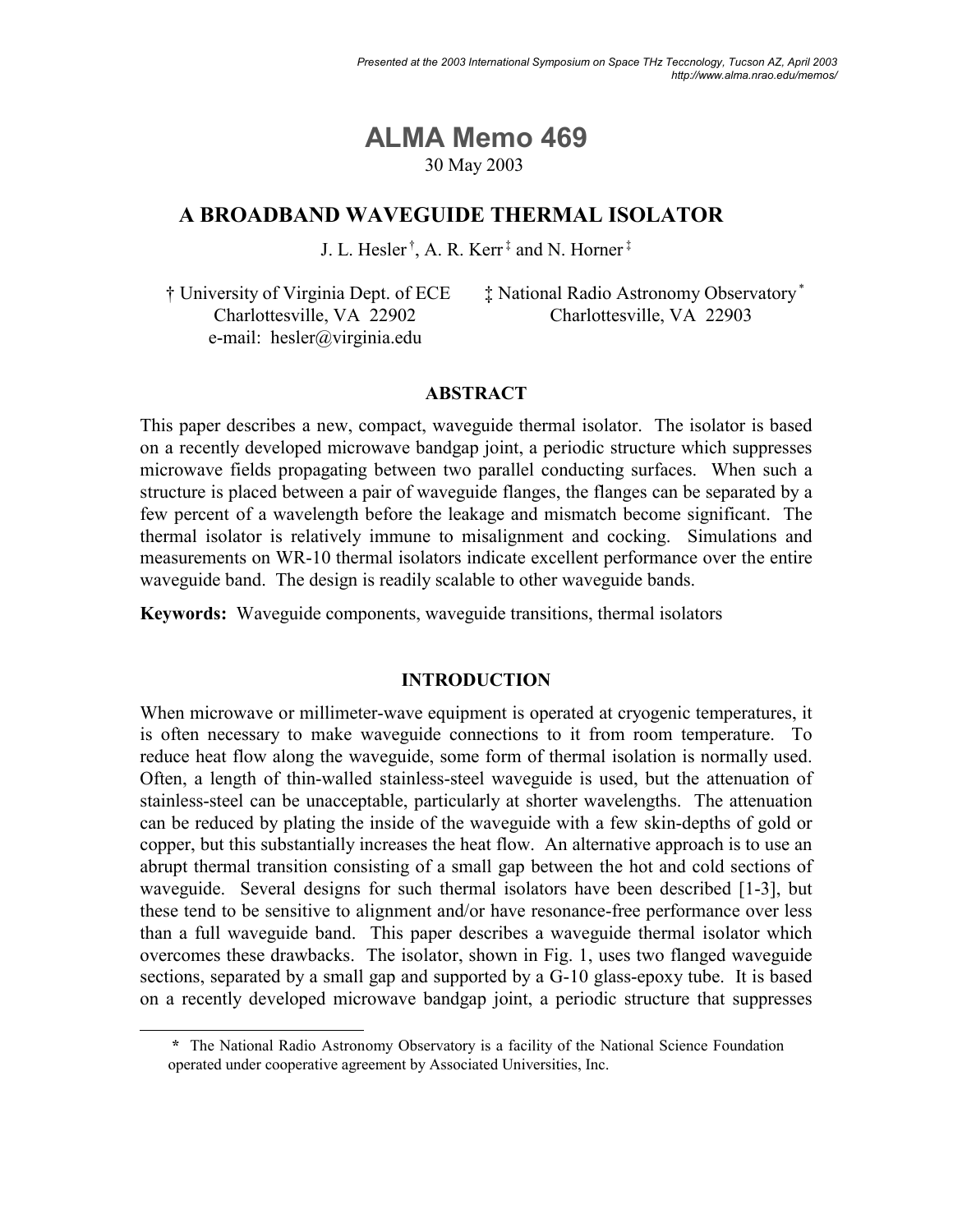Presented at the 2003 International Symposium on Space THz Teccnology, Tucson AZ, April 2003
http://www.alma.nrao.edu/memos/

# ALMA Memo 469

30 May 2003

## A BROADBAND WAVEGUIDE THERMAL ISOLATOR

J. L. Hesler [†], A. R. Kerr [‡] and N. Horner [‡]

[†] University of Virginia Dept. of ECE
Charlottesville, VA 22902
e-mail: hesler@virginia.edu

[‡] National Radio Astronomy Observatory [*]
Charlottesville, VA 22903

### ABSTRACT

This paper describes a new, compact, waveguide thermal isolator. The isolator is based on a recently developed microwave bandgap joint, a periodic structure which suppresses microwave fields propagating between two parallel conducting surfaces. When such a structure is placed between a pair of waveguide flanges, the flanges can be separated by a few percent of a wavelength before the leakage and mismatch become significant. The thermal isolator is relatively immune to misalignment and cocking. Simulations and measurements on WR-10 thermal isolators indicate excellent performance over the entire waveguide band. The design is readily scalable to other waveguide bands.

**Keywords:** Waveguide components, waveguide transitions, thermal isolators

### INTRODUCTION

When microwave or millimeter-wave equipment is operated at cryogenic temperatures, it is often necessary to make waveguide connections to it from room temperature. To reduce heat flow along the waveguide, some form of thermal isolation is normally used. Often, a length of thin-walled stainless-steel waveguide is used, but the attenuation of stainless-steel can be unacceptable, particularly at shorter wavelengths. The attenuation can be reduced by plating the inside of the waveguide with a few skin-depths of gold or copper, but this substantially increases the heat flow. An alternative approach is to use an abrupt thermal transition consisting of a small gap between the hot and cold sections of waveguide. Several designs for such thermal isolators have been described [1-3], but these tend to be sensitive to alignment and/or have resonance-free performance over less than a full waveguide band. This paper describes a waveguide thermal isolator which overcomes these drawbacks. The isolator, shown in Fig. 1, uses two flanged waveguide sections, separated by a small gap and supported by a G-10 glass-epoxy tube. It is based on a recently developed microwave bandgap joint, a periodic structure that suppresses

[*] The National Radio Astronomy Observatory is a facility of the National Science Foundation operated under cooperative agreement by Associated Universities, Inc.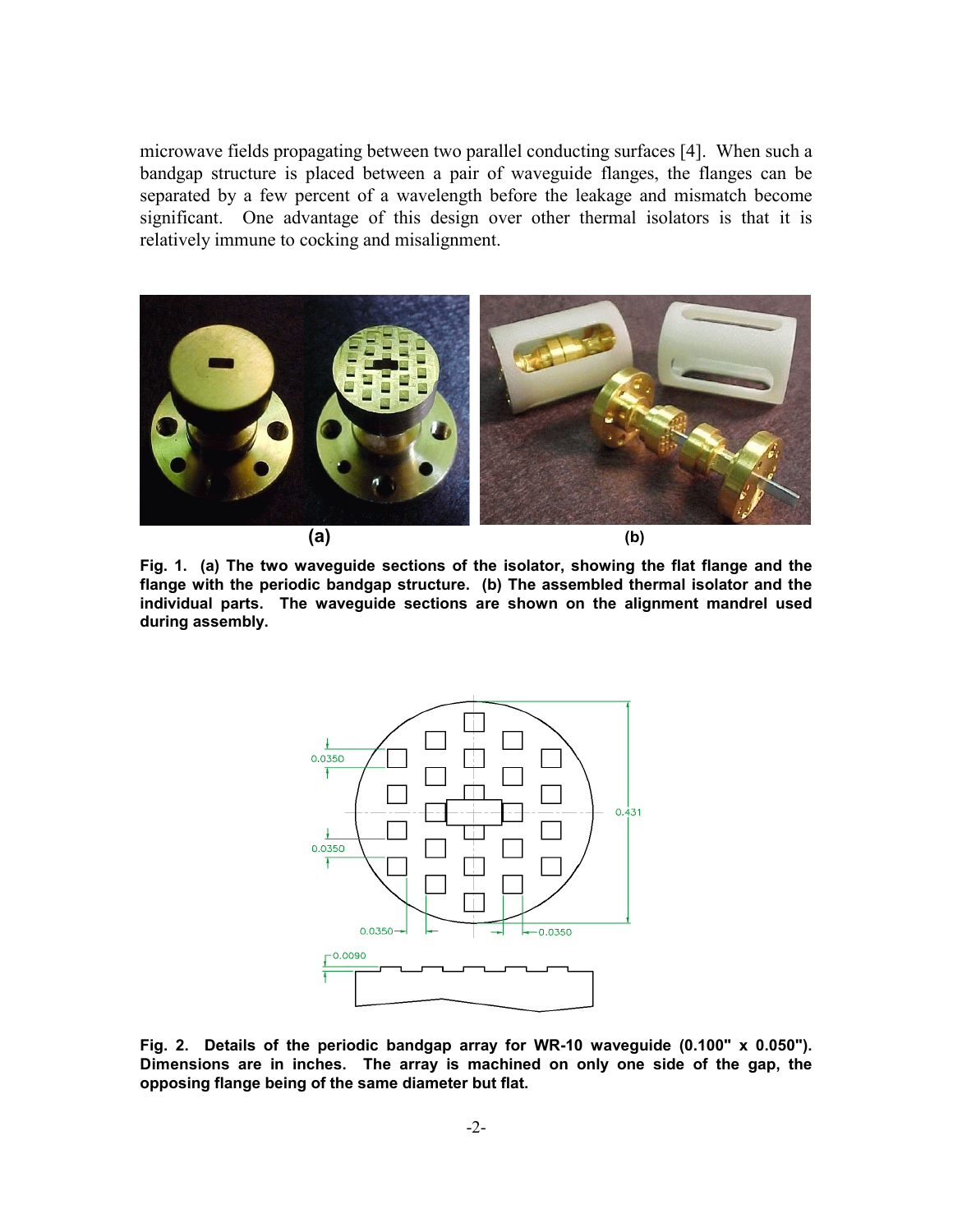microwave fields propagating between two parallel conducting surfaces [4]. When such a bandgap structure is placed between a pair of waveguide flanges, the flanges can be separated by a few percent of a wavelength before the leakage and mismatch become significant. One advantage of this design over other thermal isolators is that it is relatively immune to cocking and misalignment.

**Fig. 1. (a) The two waveguide sections of the isolator, showing the flat flange and the flange with the periodic bandgap structure. (b) The assembled thermal isolator and the individual parts. The waveguide sections are shown on the alignment mandrel used during assembly.**

**Fig. 2. Details of the periodic bandgap array for WR-10 waveguide (0.100" x 0.050"). Dimensions are in inches. The array is machined on only one side of the gap, the opposing flange being of the same diameter but flat.**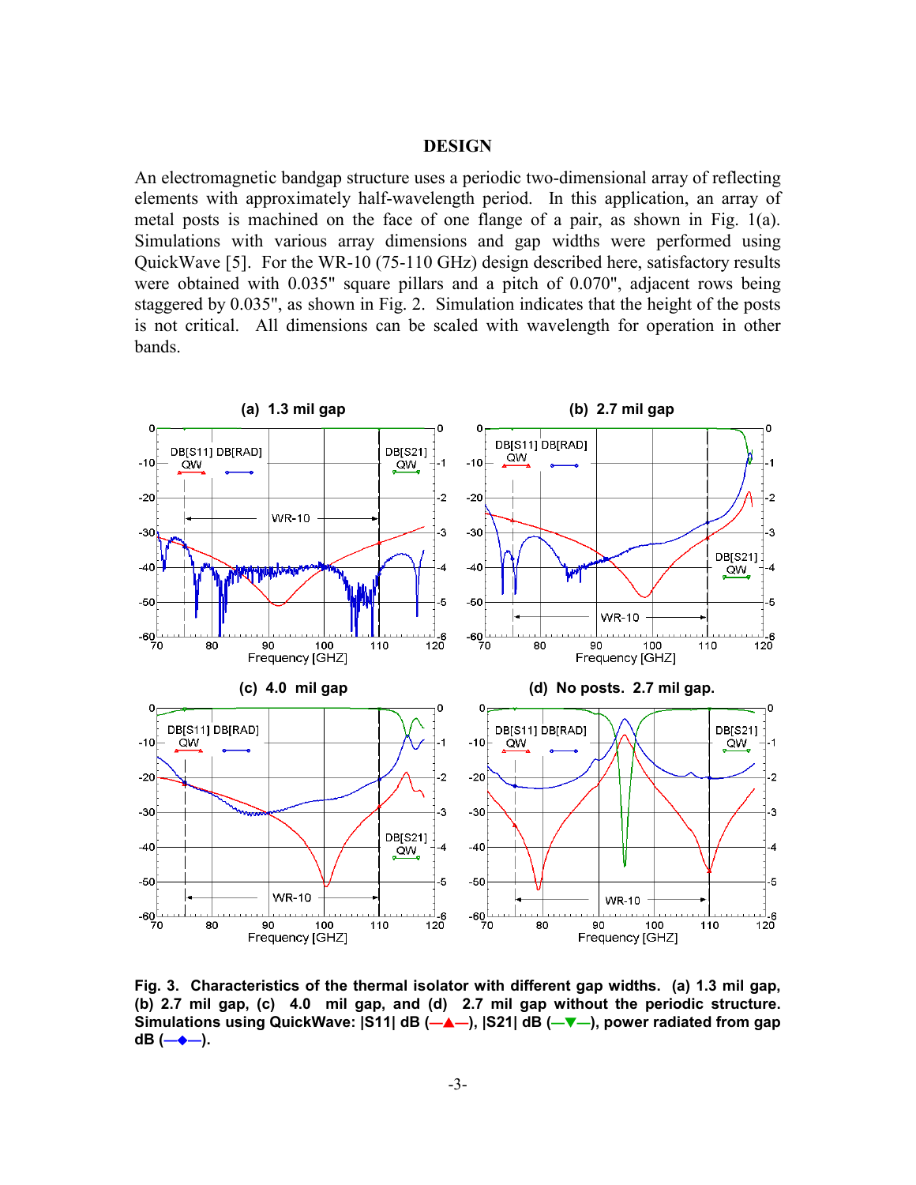## DESIGN

An electromagnetic bandgap structure uses a periodic two-dimensional array of reflecting elements with approximately half-wavelength period. In this application, an array of metal posts is machined on the face of one flange of a pair, as shown in Fig. 1(a). Simulations with various array dimensions and gap widths were performed using QuickWave [5]. For the WR-10 (75-110 GHz) design described here, satisfactory results were obtained with 0.035" square pillars and a pitch of 0.070", adjacent rows being staggered by 0.035", as shown in Fig. 2. Simulation indicates that the height of the posts is not critical. All dimensions can be scaled with wavelength for operation in other bands.

**Fig. 3. Characteristics of the thermal isolator with different gap widths. (a) 1.3 mil gap, (b) 2.7 mil gap, (c) 4.0 mil gap, and (d) 2.7 mil gap without the periodic structure. Simulations using QuickWave: |S11| dB (—▲—), |S21| dB (—▼—), power radiated from gap dB (—◆—).**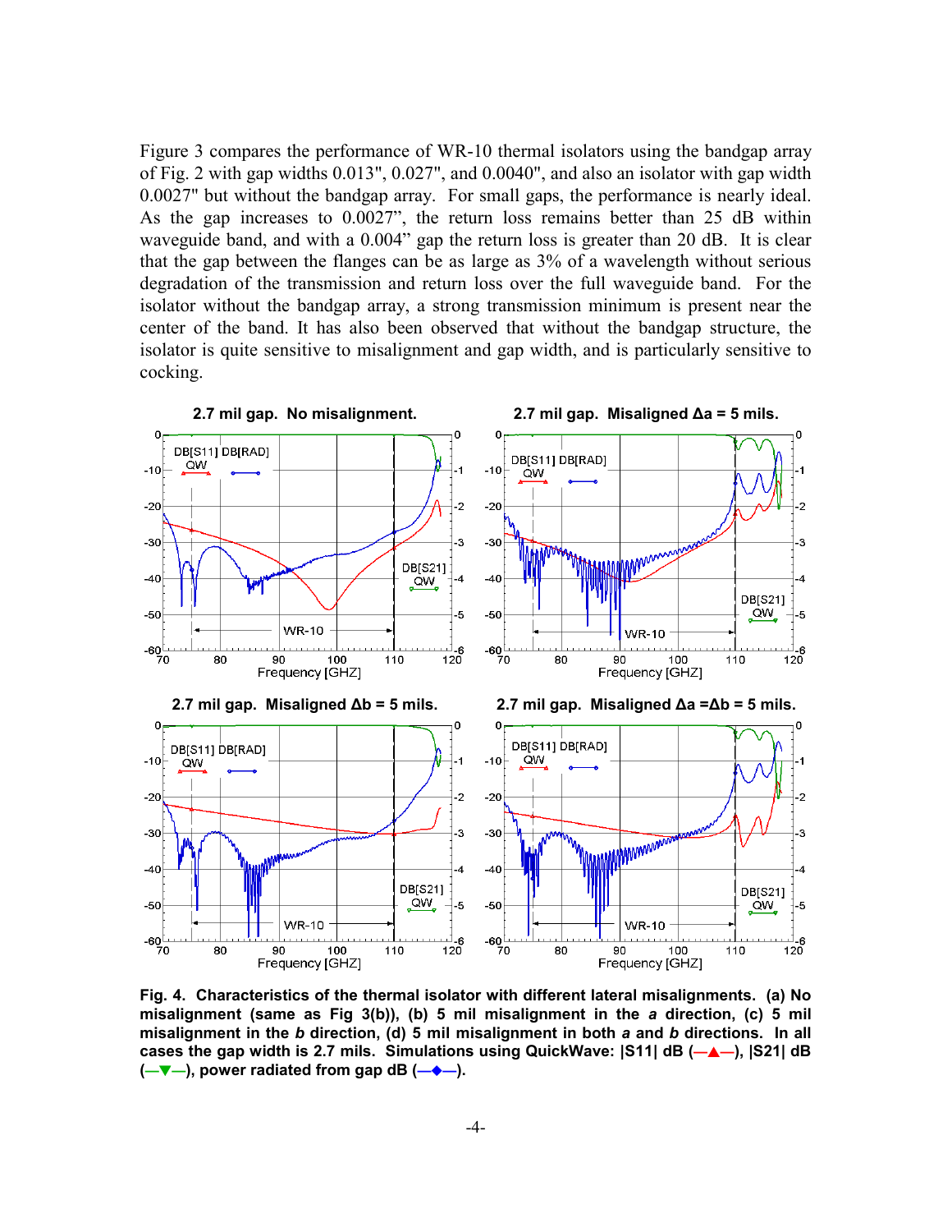Figure 3 compares the performance of WR-10 thermal isolators using the bandgap array of Fig. 2 with gap widths 0.013", 0.027", and 0.0040", and also an isolator with gap width 0.0027" but without the bandgap array. For small gaps, the performance is nearly ideal. As the gap increases to 0.0027", the return loss remains better than 25 dB within waveguide band, and with a 0.004" gap the return loss is greater than 20 dB. It is clear that the gap between the flanges can be as large as 3% of a wavelength without serious degradation of the transmission and return loss over the full waveguide band. For the isolator without the bandgap array, a strong transmission minimum is present near the center of the band. It has also been observed that without the bandgap structure, the isolator is quite sensitive to misalignment and gap width, and is particularly sensitive to cocking.

**2.7 mil gap. No misalignment.**

**2.7 mil gap. Misaligned Δa = 5 mils.**

**2.7 mil gap. Misaligned Δb = 5 mils.**

**2.7 mil gap. Misaligned Δa =Δb = 5 mils.**

**Fig. 4. Characteristics of the thermal isolator with different lateral misalignments. (a) No misalignment (same as Fig 3(b)), (b) 5 mil misalignment in the *a* direction, (c) 5 mil misalignment in the *b* direction, (d) 5 mil misalignment in both *a* and *b* directions. In all cases the gap width is 2.7 mils. Simulations using QuickWave: |S11| dB (—▲—), |S21| dB (—▼—), power radiated from gap dB (—◆—).**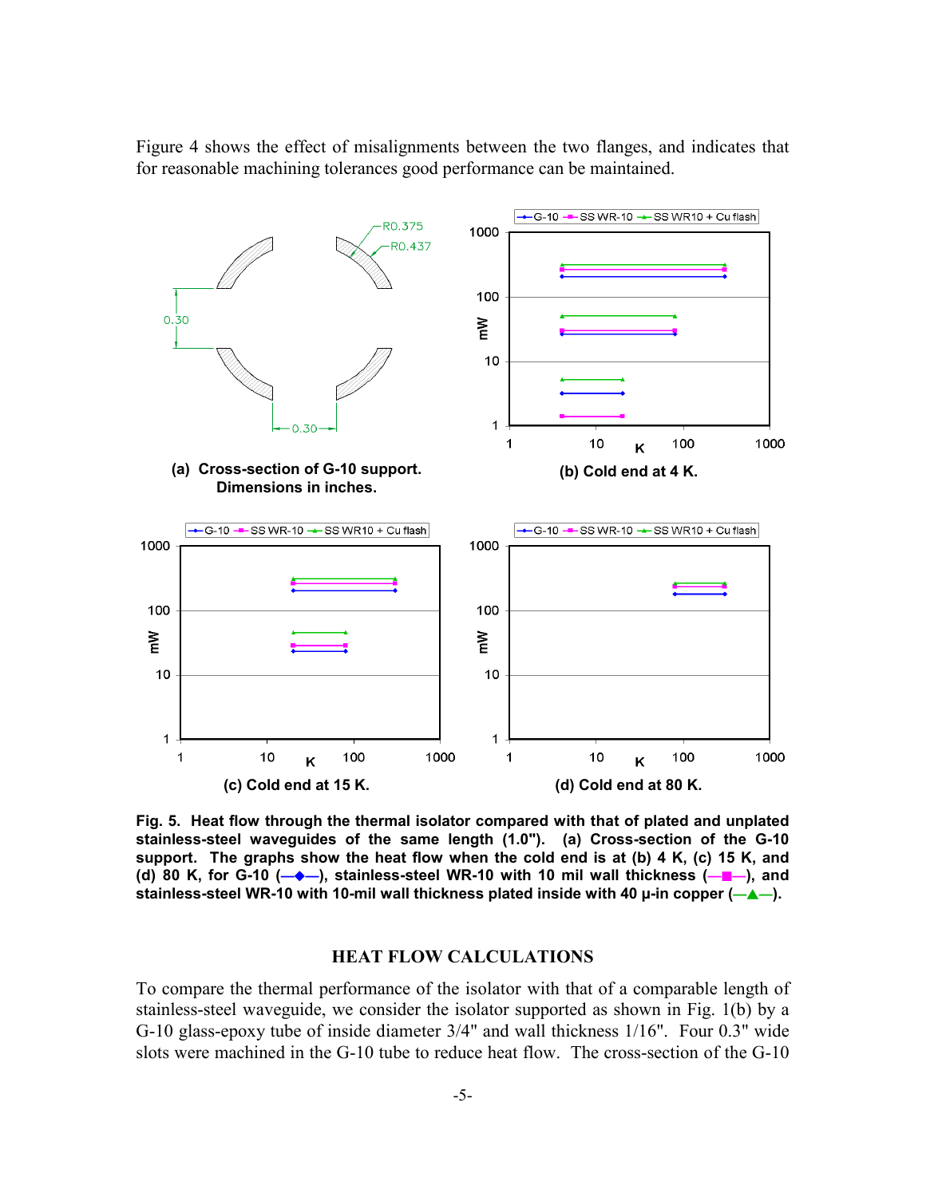Figure 4 shows the effect of misalignments between the two flanges, and indicates that for reasonable machining tolerances good performance can be maintained.

**(a) Cross-section of G-10 support. Dimensions in inches.**

**(b) Cold end at 4 K.**

**(c) Cold end at 15 K.**

**(d) Cold end at 80 K.**

**Fig. 5. Heat flow through the thermal isolator compared with that of plated and unplated stainless-steel waveguides of the same length (1.0"). (a) Cross-section of the G-10 support. The graphs show the heat flow when the cold end is at (b) 4 K, (c) 15 K, and (d) 80 K, for G-10 (—◆—), stainless-steel WR-10 with 10 mil wall thickness (—■—), and stainless-steel WR-10 with 10-mil wall thickness plated inside with 40 μ-in copper (—▲—).**

## HEAT FLOW CALCULATIONS

To compare the thermal performance of the isolator with that of a comparable length of stainless-steel waveguide, we consider the isolator supported as shown in Fig. 1(b) by a G-10 glass-epoxy tube of inside diameter 3/4" and wall thickness 1/16". Four 0.3" wide slots were machined in the G-10 tube to reduce heat flow. The cross-section of the G-10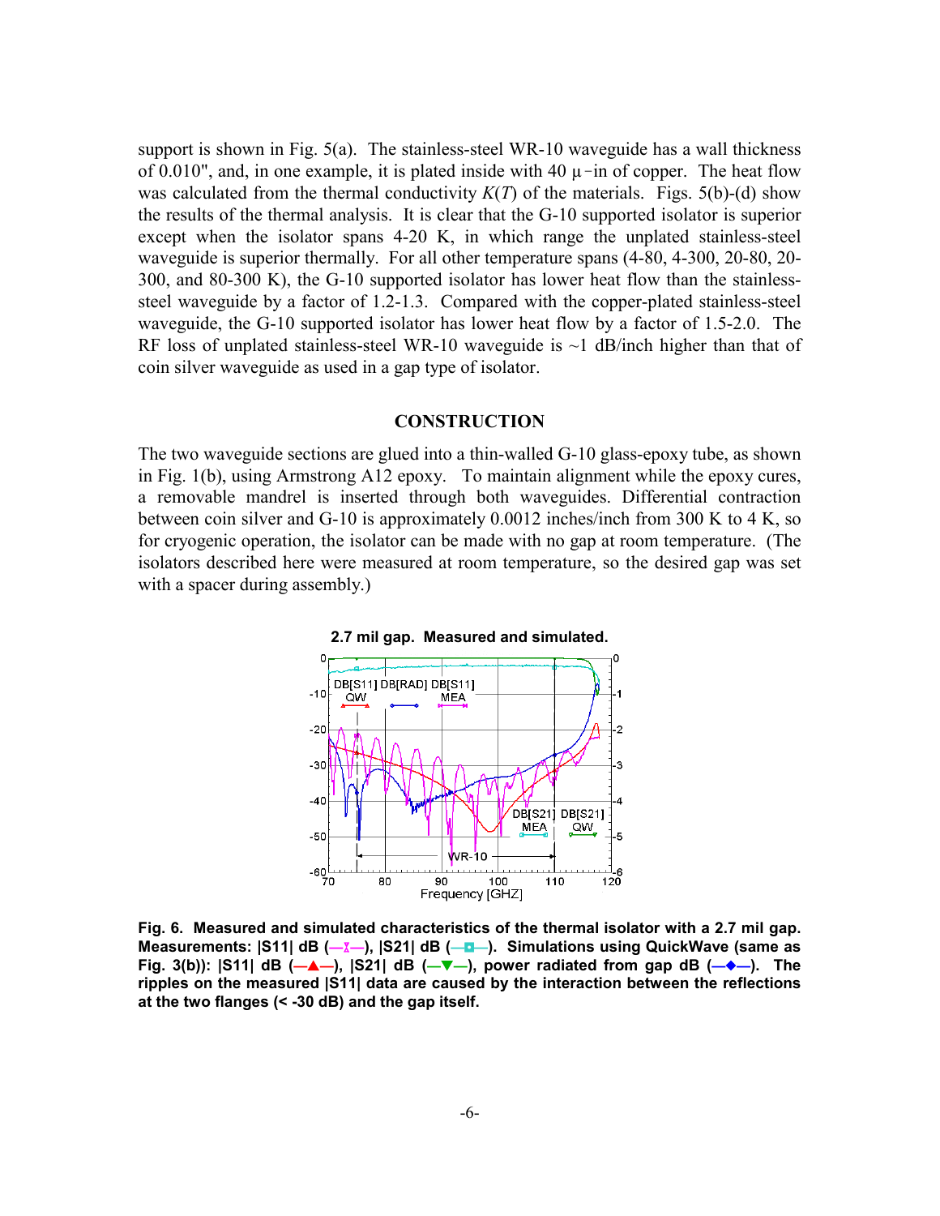support is shown in Fig. 5(a). The stainless-steel WR-10 waveguide has a wall thickness of 0.010", and, in one example, it is plated inside with 40 μ-in of copper. The heat flow was calculated from the thermal conductivity $K(T)$ of the materials. Figs. 5(b)-(d) show the results of the thermal analysis. It is clear that the G-10 supported isolator is superior except when the isolator spans 4-20 K, in which range the unplated stainless-steel waveguide is superior thermally. For all other temperature spans (4-80, 4-300, 20-80, 20-300, and 80-300 K), the G-10 supported isolator has lower heat flow than the stainless-steel waveguide by a factor of 1.2-1.3. Compared with the copper-plated stainless-steel waveguide, the G-10 supported isolator has lower heat flow by a factor of 1.5-2.0. The RF loss of unplated stainless-steel WR-10 waveguide is ~1 dB/inch higher than that of coin silver waveguide as used in a gap type of isolator.

## CONSTRUCTION

The two waveguide sections are glued into a thin-walled G-10 glass-epoxy tube, as shown in Fig. 1(b), using Armstrong A12 epoxy. To maintain alignment while the epoxy cures, a removable mandrel is inserted through both waveguides. Differential contraction between coin silver and G-10 is approximately 0.0012 inches/inch from 300 K to 4 K, so for cryogenic operation, the isolator can be made with no gap at room temperature. (The isolators described here were measured at room temperature, so the desired gap was set with a spacer during assembly.)

**Fig. 6. Measured and simulated characteristics of the thermal isolator with a 2.7 mil gap. Measurements: |S11| dB (—x—), |S21| dB (—□—). Simulations using QuickWave (same as Fig. 3(b)): |S11| dB (—▲—), |S21| dB (—▼—), power radiated from gap dB (—◆—). The ripples on the measured |S11| data are caused by the interaction between the reflections at the two flanges (< -30 dB) and the gap itself.**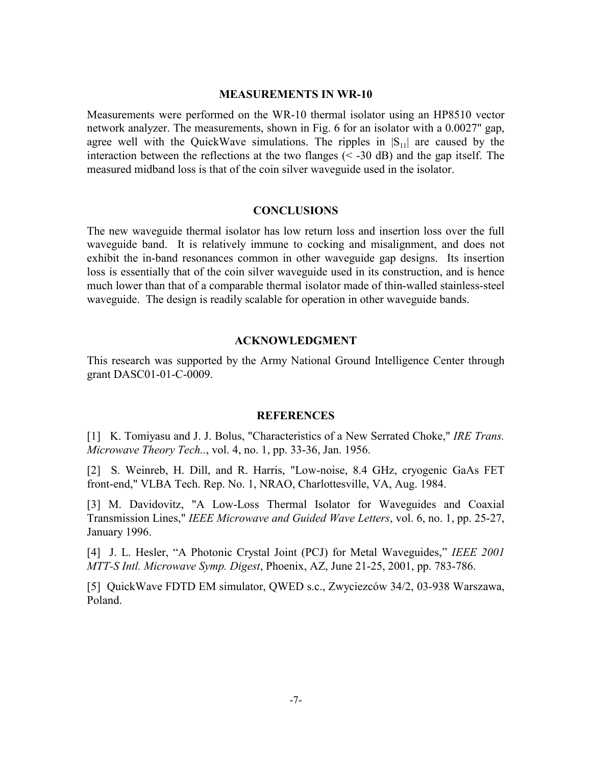## MEASUREMENTS IN WR-10

Measurements were performed on the WR-10 thermal isolator using an HP8510 vector network analyzer. The measurements, shown in Fig. 6 for an isolator with a 0.0027" gap, agree well with the QuickWave simulations. The ripples in $|S_{11}|$ are caused by the interaction between the reflections at the two flanges (< -30 dB) and the gap itself. The measured midband loss is that of the coin silver waveguide used in the isolator.

## CONCLUSIONS

The new waveguide thermal isolator has low return loss and insertion loss over the full waveguide band. It is relatively immune to cocking and misalignment, and does not exhibit the in-band resonances common in other waveguide gap designs. Its insertion loss is essentially that of the coin silver waveguide used in its construction, and is hence much lower than that of a comparable thermal isolator made of thin-walled stainless-steel waveguide. The design is readily scalable for operation in other waveguide bands.

## ACKNOWLEDGMENT

This research was supported by the Army National Ground Intelligence Center through grant DASC01-01-C-0009.

## REFERENCES

[1] K. Tomiyasu and J. J. Bolus, "Characteristics of a New Serrated Choke," *IRE Trans. Microwave Theory Tech..*, vol. 4, no. 1, pp. 33-36, Jan. 1956.

[2] S. Weinreb, H. Dill, and R. Harris, "Low-noise, 8.4 GHz, cryogenic GaAs FET front-end," VLBA Tech. Rep. No. 1, NRAO, Charlottesville, VA, Aug. 1984.

[3] M. Davidovitz, "A Low-Loss Thermal Isolator for Waveguides and Coaxial Transmission Lines," *IEEE Microwave and Guided Wave Letters*, vol. 6, no. 1, pp. 25-27, January 1996.

[4] J. L. Hesler, "A Photonic Crystal Joint (PCJ) for Metal Waveguides," *IEEE 2001 MTT-S Intl. Microwave Symp. Digest*, Phoenix, AZ, June 21-25, 2001, pp. 783-786.

[5] QuickWave FDTD EM simulator, QWED s.c., Zwyciezców 34/2, 03-938 Warszawa, Poland.